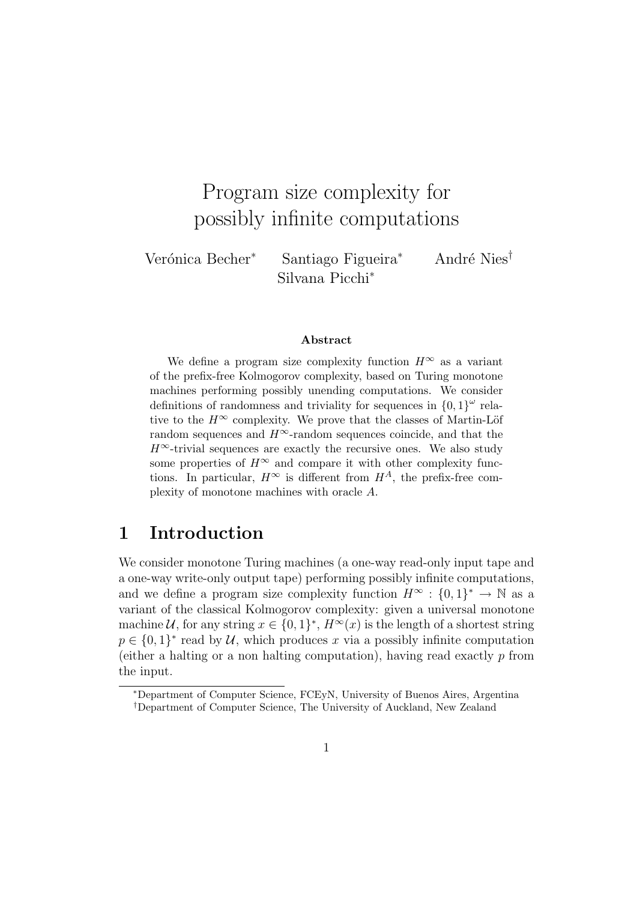# Program size complexity for possibly infinite computations

Verónica Becher[*] Santiago Figueira[*] André Nies[†]
Silvana Picchi[*]

### Abstract

We define a program size complexity function $H^\infty$ as a variant of the prefix-free Kolmogorov complexity, based on Turing monotone machines performing possibly unending computations. We consider definitions of randomness and triviality for sequences in $\{0,1\}^\omega$ relative to the $H^\infty$ complexity. We prove that the classes of Martin-Löf random sequences and $H^\infty$-random sequences coincide, and that the $H^\infty$-trivial sequences are exactly the recursive ones. We also study some properties of $H^\infty$ and compare it with other complexity functions. In particular, $H^\infty$ is different from $H^A$, the prefix-free complexity of monotone machines with oracle $A$.

## 1 Introduction

We consider monotone Turing machines (a one-way read-only input tape and a one-way write-only output tape) performing possibly infinite computations, and we define a program size complexity function $H^\infty : \{0,1\}^* \to \mathbb{N}$ as a variant of the classical Kolmogorov complexity: given a universal monotone machine $\mathcal{U}$, for any string $x \in \{0,1\}^*$, $H^\infty(x)$ is the length of a shortest string $p \in \{0,1\}^*$ read by $\mathcal{U}$, which produces $x$ via a possibly infinite computation (either a halting or a non halting computation), having read exactly $p$ from the input.

[*]Department of Computer Science, FCEyN, University of Buenos Aires, Argentina
[†]Department of Computer Science, The University of Auckland, New Zealand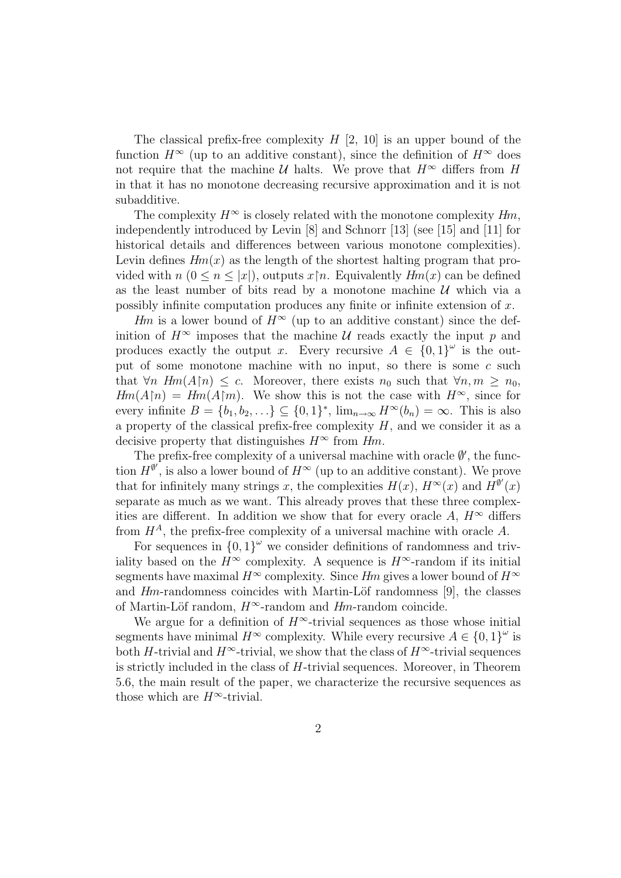The classical prefix-free complexity $H$ [2, 10] is an upper bound of the function $H^\infty$ (up to an additive constant), since the definition of $H^\infty$ does not require that the machine $\mathcal{U}$ halts. We prove that $H^\infty$ differs from $H$ in that it has no monotone decreasing recursive approximation and it is not subadditive.

The complexity $H^\infty$ is closely related with the monotone complexity $Hm$, independently introduced by Levin [8] and Schnorr [13] (see [15] and [11] for historical details and differences between various monotone complexities). Levin defines $Hm(x)$ as the length of the shortest halting program that provided with $n$ ($0 \leq n \leq |x|$), outputs $x{\restriction}n$. Equivalently $Hm(x)$ can be defined as the least number of bits read by a monotone machine $\mathcal{U}$ which via a possibly infinite computation produces any finite or infinite extension of $x$.

$Hm$ is a lower bound of $H^\infty$ (up to an additive constant) since the definition of $H^\infty$ imposes that the machine $\mathcal{U}$ reads exactly the input $p$ and produces exactly the output $x$. Every recursive $A \in \{0,1\}^\omega$ is the output of some monotone machine with no input, so there is some $c$ such that $\forall n\ Hm(A{\restriction}n) \leq c$. Moreover, there exists $n_0$ such that $\forall n, m \geq n_0$, $Hm(A{\restriction}n) = Hm(A{\restriction}m)$. We show this is not the case with $H^\infty$, since for every infinite $B = \{b_1, b_2, \ldots\} \subseteq \{0,1\}^*$, $\lim_{n\to\infty} H^\infty(b_n) = \infty$. This is also a property of the classical prefix-free complexity $H$, and we consider it as a decisive property that distinguishes $H^\infty$ from $Hm$.

The prefix-free complexity of a universal machine with oracle $\emptyset'$, the function $H^{\emptyset'}$, is also a lower bound of $H^\infty$ (up to an additive constant). We prove that for infinitely many strings $x$, the complexities $H(x)$, $H^\infty(x)$ and $H^{\emptyset'}(x)$ separate as much as we want. This already proves that these three complexities are different. In addition we show that for every oracle $A$, $H^\infty$ differs from $H^A$, the prefix-free complexity of a universal machine with oracle $A$.

For sequences in $\{0,1\}^\omega$ we consider definitions of randomness and triviality based on the $H^\infty$ complexity. A sequence is $H^\infty$-random if its initial segments have maximal $H^\infty$ complexity. Since $Hm$ gives a lower bound of $H^\infty$ and $Hm$-randomness coincides with Martin-Löf randomness [9], the classes of Martin-Löf random, $H^\infty$-random and $Hm$-random coincide.

We argue for a definition of $H^\infty$-trivial sequences as those whose initial segments have minimal $H^\infty$ complexity. While every recursive $A \in \{0,1\}^\omega$ is both $H$-trivial and $H^\infty$-trivial, we show that the class of $H^\infty$-trivial sequences is strictly included in the class of $H$-trivial sequences. Moreover, in Theorem 5.6, the main result of the paper, we characterize the recursive sequences as those which are $H^\infty$-trivial.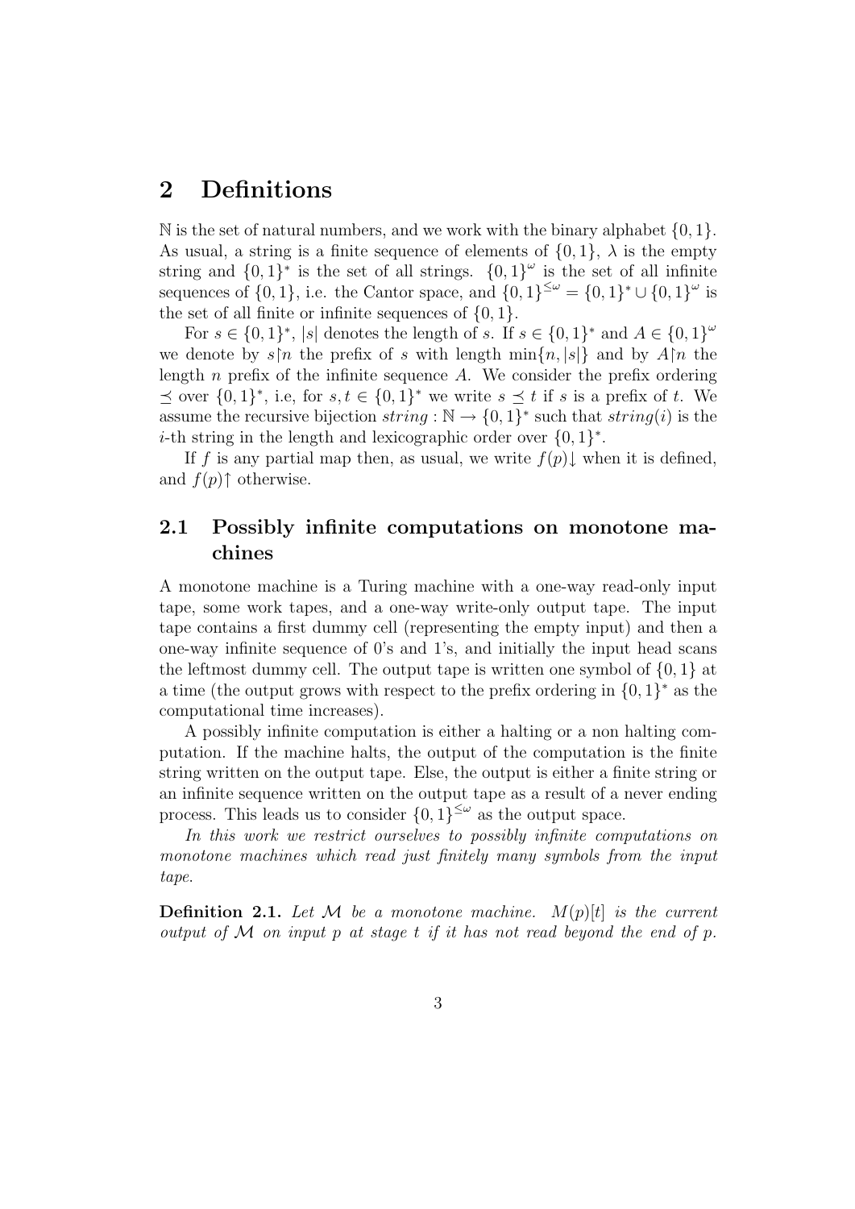# 2 Definitions

$\mathbb{N}$ is the set of natural numbers, and we work with the binary alphabet $\{0, 1\}$. As usual, a string is a finite sequence of elements of $\{0, 1\}$, $\lambda$ is the empty string and $\{0, 1\}^*$ is the set of all strings. $\{0, 1\}^\omega$ is the set of all infinite sequences of $\{0, 1\}$, i.e. the Cantor space, and $\{0, 1\}^{\leq\omega} = \{0, 1\}^* \cup \{0, 1\}^\omega$ is the set of all finite or infinite sequences of $\{0, 1\}$.

For $s \in \{0, 1\}^*$, $|s|$ denotes the length of $s$. If $s \in \{0, 1\}^*$ and $A \in \{0, 1\}^\omega$ we denote by $s{\upharpoonright}n$ the prefix of $s$ with length $\min\{n, |s|\}$ and by $A{\upharpoonright}n$ the length $n$ prefix of the infinite sequence $A$. We consider the prefix ordering $\preceq$ over $\{0, 1\}^*$, i.e, for $s, t \in \{0, 1\}^*$ we write $s \preceq t$ if $s$ is a prefix of $t$. We assume the recursive bijection $string : \mathbb{N} \to \{0, 1\}^*$ such that $string(i)$ is the $i$-th string in the length and lexicographic order over $\{0, 1\}^*$.

If $f$ is any partial map then, as usual, we write $f(p){\downarrow}$ when it is defined, and $f(p){\uparrow}$ otherwise.

## 2.1 Possibly infinite computations on monotone machines

A monotone machine is a Turing machine with a one-way read-only input tape, some work tapes, and a one-way write-only output tape. The input tape contains a first dummy cell (representing the empty input) and then a one-way infinite sequence of 0's and 1's, and initially the input head scans the leftmost dummy cell. The output tape is written one symbol of $\{0, 1\}$ at a time (the output grows with respect to the prefix ordering in $\{0, 1\}^*$ as the computational time increases).

A possibly infinite computation is either a halting or a non halting computation. If the machine halts, the output of the computation is the finite string written on the output tape. Else, the output is either a finite string or an infinite sequence written on the output tape as a result of a never ending process. This leads us to consider $\{0, 1\}^{\leq\omega}$ as the output space.

*In this work we restrict ourselves to possibly infinite computations on monotone machines which read just finitely many symbols from the input tape.*

**Definition 2.1.** *Let $\mathcal{M}$ be a monotone machine. $M(p)[t]$ is the current output of $\mathcal{M}$ on input $p$ at stage $t$ if it has not read beyond the end of $p$.*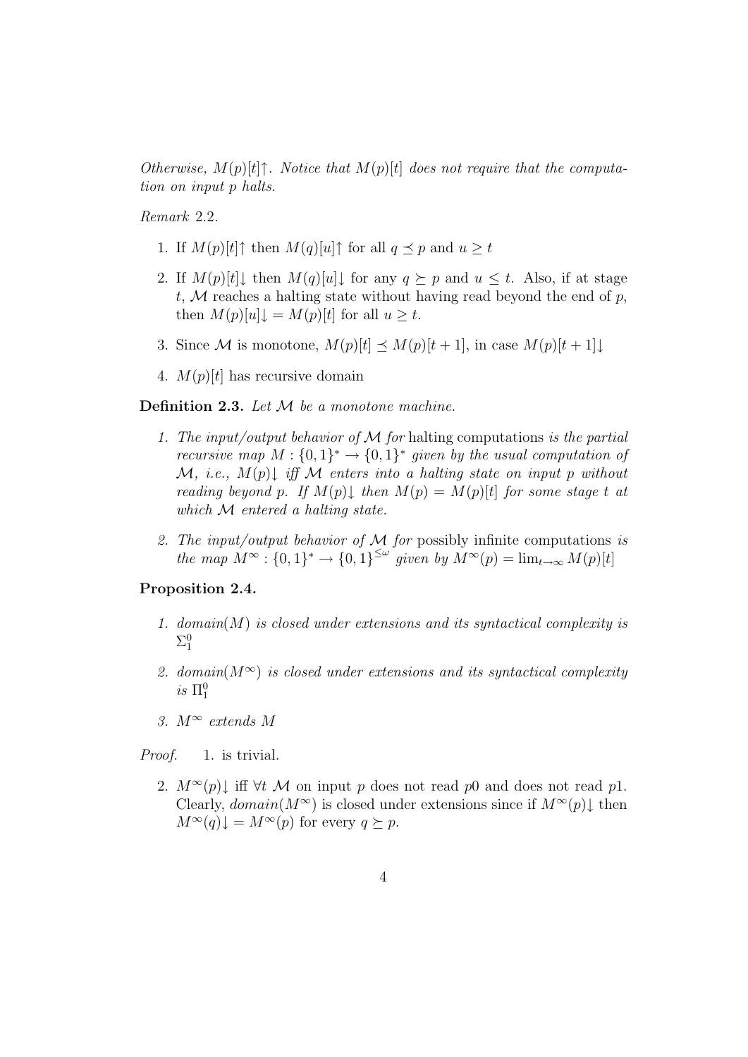*Otherwise, $M(p)[t]\uparrow$. Notice that $M(p)[t]$ does not require that the computation on input $p$ halts.*

*Remark* 2.2.

1. If $M(p)[t]\uparrow$ then $M(q)[u]\uparrow$ for all $q \preceq p$ and $u \geq t$
2. If $M(p)[t]\downarrow$ then $M(q)[u]\downarrow$ for any $q \succeq p$ and $u \leq t$. Also, if at stage $t$, $\mathcal{M}$ reaches a halting state without having read beyond the end of $p$, then $M(p)[u]\downarrow = M(p)[t]$ for all $u \geq t$.
3. Since $\mathcal{M}$ is monotone, $M(p)[t] \preceq M(p)[t+1]$, in case $M(p)[t+1]\downarrow$
4. $M(p)[t]$ has recursive domain

**Definition 2.3.** *Let $\mathcal{M}$ be a monotone machine.*

1. *The input/output behavior of $\mathcal{M}$ for* halting computations *is the partial recursive map $M : \{0,1\}^* \to \{0,1\}^*$ given by the usual computation of $\mathcal{M}$, i.e., $M(p)\downarrow$ iff $\mathcal{M}$ enters into a halting state on input $p$ without reading beyond $p$. If $M(p)\downarrow$ then $M(p) = M(p)[t]$ for some stage $t$ at which $\mathcal{M}$ entered a halting state.*
2. *The input/output behavior of $\mathcal{M}$ for* possibly infinite computations *is the map $M^\infty : \{0,1\}^* \to \{0,1\}^{\leq\omega}$ given by $M^\infty(p) = \lim_{t\to\infty} M(p)[t]$*

**Proposition 2.4.**

1. *$domain(M)$ is closed under extensions and its syntactical complexity is $\Sigma^0_1$*
2. *$domain(M^\infty)$ is closed under extensions and its syntactical complexity is $\Pi^0_1$*
3. *$M^\infty$ extends $M$*

*Proof.* 1. is trivial.

2. $M^\infty(p)\downarrow$ iff $\forall t$ $\mathcal{M}$ on input $p$ does not read $p0$ and does not read $p1$. Clearly, $domain(M^\infty)$ is closed under extensions since if $M^\infty(p)\downarrow$ then $M^\infty(q)\downarrow = M^\infty(p)$ for every $q \succeq p$.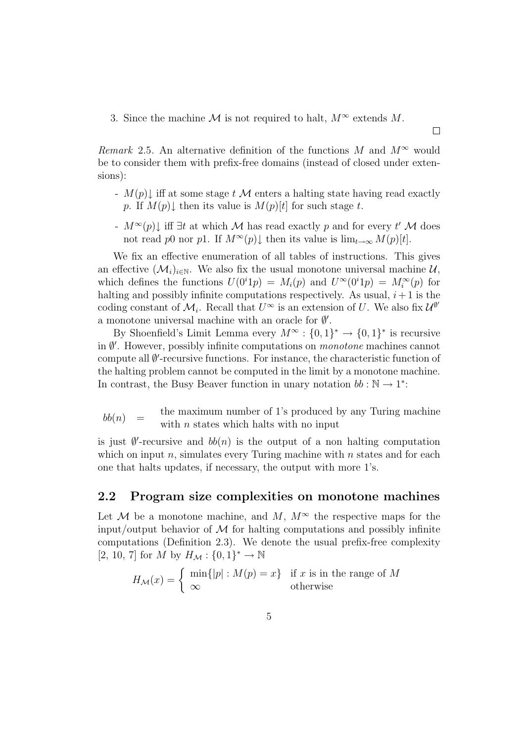3. Since the machine $\mathcal{M}$ is not required to halt, $M^\infty$ extends $M$.

□

*Remark* 2.5. An alternative definition of the functions $M$ and $M^\infty$ would be to consider them with prefix-free domains (instead of closed under extensions):

- $M(p)\downarrow$ iff at some stage $t$ $\mathcal{M}$ enters a halting state having read exactly $p$. If $M(p)\downarrow$ then its value is $M(p)[t]$ for such stage $t$.
- $M^\infty(p)\downarrow$ iff $\exists t$ at which $\mathcal{M}$ has read exactly $p$ and for every $t'$ $\mathcal{M}$ does not read $p0$ nor $p1$. If $M^\infty(p)\downarrow$ then its value is $\lim_{t\to\infty} M(p)[t]$.

We fix an effective enumeration of all tables of instructions. This gives an effective $(\mathcal{M}_i)_{i\in\mathbb{N}}$. We also fix the usual monotone universal machine $\mathcal{U}$, which defines the functions $U(0^i1p) = M_i(p)$ and $U^\infty(0^i1p) = M_i^\infty(p)$ for halting and possibly infinite computations respectively. As usual, $i+1$ is the coding constant of $\mathcal{M}_i$. Recall that $U^\infty$ is an extension of $U$. We also fix $\mathcal{U}^{\emptyset'}$ a monotone universal machine with an oracle for $\emptyset'$.

By Shoenfield's Limit Lemma every $M^\infty : \{0,1\}^* \to \{0,1\}^*$ is recursive in $\emptyset'$. However, possibly infinite computations on *monotone* machines cannot compute all $\emptyset'$-recursive functions. For instance, the characteristic function of the halting problem cannot be computed in the limit by a monotone machine. In contrast, the Busy Beaver function in unary notation $bb : \mathbb{N} \to 1^*$:

$$bb(n) \quad = \quad \text{the maximum number of 1's produced by any Turing machine with } n \text{ states which halts with no input}$$

is just $\emptyset'$-recursive and $bb(n)$ is the output of a non halting computation which on input $n$, simulates every Turing machine with $n$ states and for each one that halts updates, if necessary, the output with more 1's.

## 2.2 Program size complexities on monotone machines

Let $\mathcal{M}$ be a monotone machine, and $M$, $M^\infty$ the respective maps for the input/output behavior of $\mathcal{M}$ for halting computations and possibly infinite computations (Definition 2.3). We denote the usual prefix-free complexity [2, 10, 7] for $M$ by $H_\mathcal{M} : \{0,1\}^* \to \mathbb{N}$

$$H_\mathcal{M}(x) = \begin{cases} \min\{|p| : M(p) = x\} & \text{if } x \text{ is in the range of } M \\ \infty & \text{otherwise} \end{cases}$$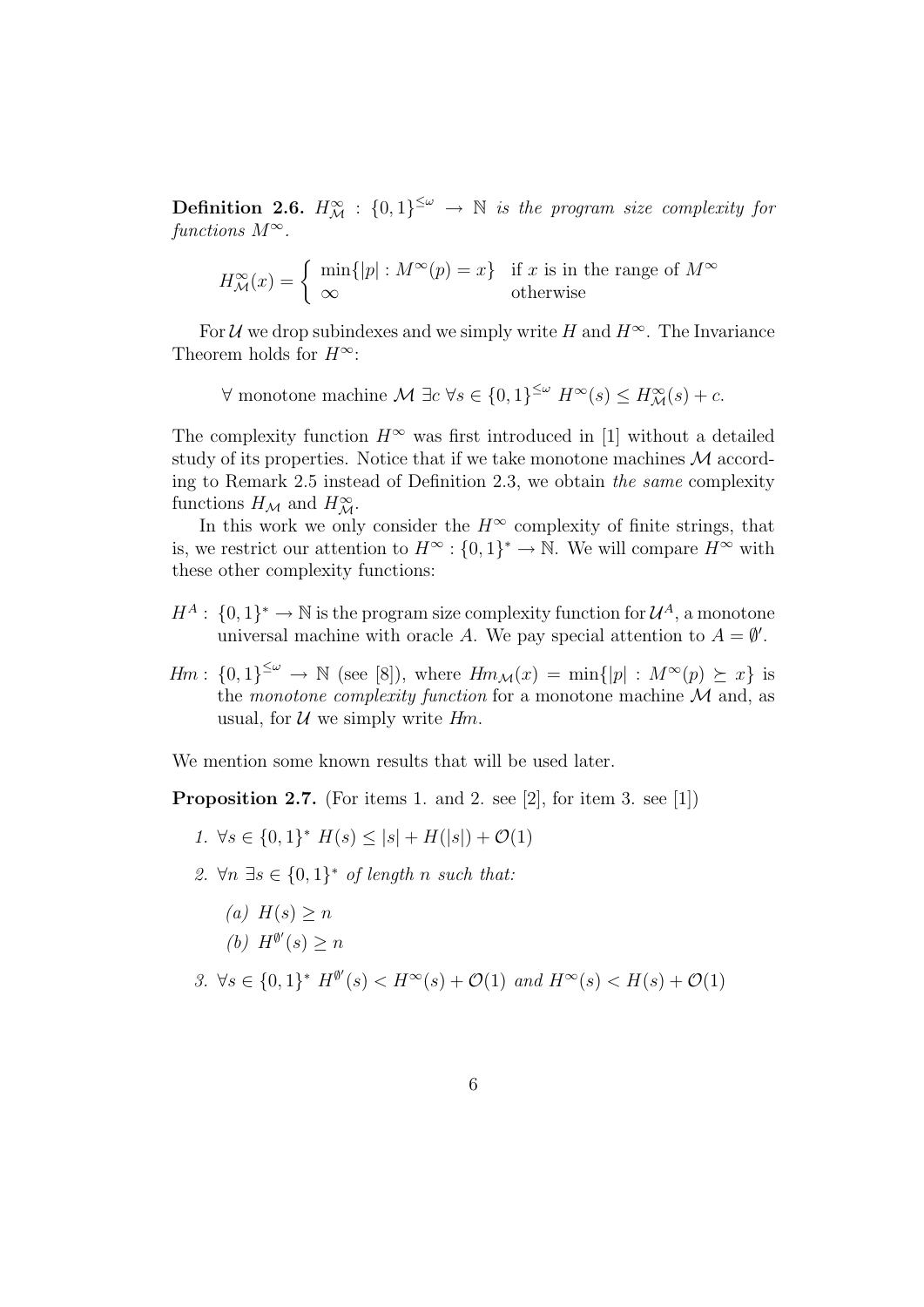**Definition 2.6.** $H^{\infty}_{\mathcal{M}} : \{0,1\}^{\leq\omega} \to \mathbb{N}$ *is the program size complexity for functions $M^{\infty}$.*

$$H^{\infty}_{\mathcal{M}}(x) = \begin{cases} \min\{|p| : M^{\infty}(p) = x\} & \text{if } x \text{ is in the range of } M^{\infty} \\ \infty & \text{otherwise} \end{cases}$$

For $\mathcal{U}$ we drop subindexes and we simply write $H$ and $H^{\infty}$. The Invariance Theorem holds for $H^{\infty}$:

$$\forall \text{ monotone machine } \mathcal{M} \ \exists c \ \forall s \in \{0,1\}^{\leq\omega} \ H^{\infty}(s) \leq H^{\infty}_{\mathcal{M}}(s) + c.$$

The complexity function $H^{\infty}$ was first introduced in [1] without a detailed study of its properties. Notice that if we take monotone machines $\mathcal{M}$ according to Remark 2.5 instead of Definition 2.3, we obtain *the same* complexity functions $H_{\mathcal{M}}$ and $H^{\infty}_{\mathcal{M}}$.

In this work we only consider the $H^{\infty}$ complexity of finite strings, that is, we restrict our attention to $H^{\infty} : \{0,1\}^* \to \mathbb{N}$. We will compare $H^{\infty}$ with these other complexity functions:

- $H^A$ : $\{0,1\}^* \to \mathbb{N}$ is the program size complexity function for $\mathcal{U}^A$, a monotone universal machine with oracle $A$. We pay special attention to $A = \emptyset'$.
- $Hm$ : $\{0,1\}^{\leq\omega} \to \mathbb{N}$ (see [8]), where $Hm_{\mathcal{M}}(x) = \min\{|p| : M^{\infty}(p) \succeq x\}$ is the *monotone complexity function* for a monotone machine $\mathcal{M}$ and, as usual, for $\mathcal{U}$ we simply write $Hm$.

We mention some known results that will be used later.

**Proposition 2.7.** (For items 1. and 2. see [2], for item 3. see [1])

1. $\forall s \in \{0,1\}^* \ H(s) \leq |s| + H(|s|) + \mathcal{O}(1)$
2. $\forall n \ \exists s \in \{0,1\}^*$ *of length $n$ such that:*
   (a) $H(s) \geq n$
   (b) $H^{\emptyset'}(s) \geq n$
3. $\forall s \in \{0,1\}^* \ H^{\emptyset'}(s) < H^{\infty}(s) + \mathcal{O}(1)$ *and* $H^{\infty}(s) < H(s) + \mathcal{O}(1)$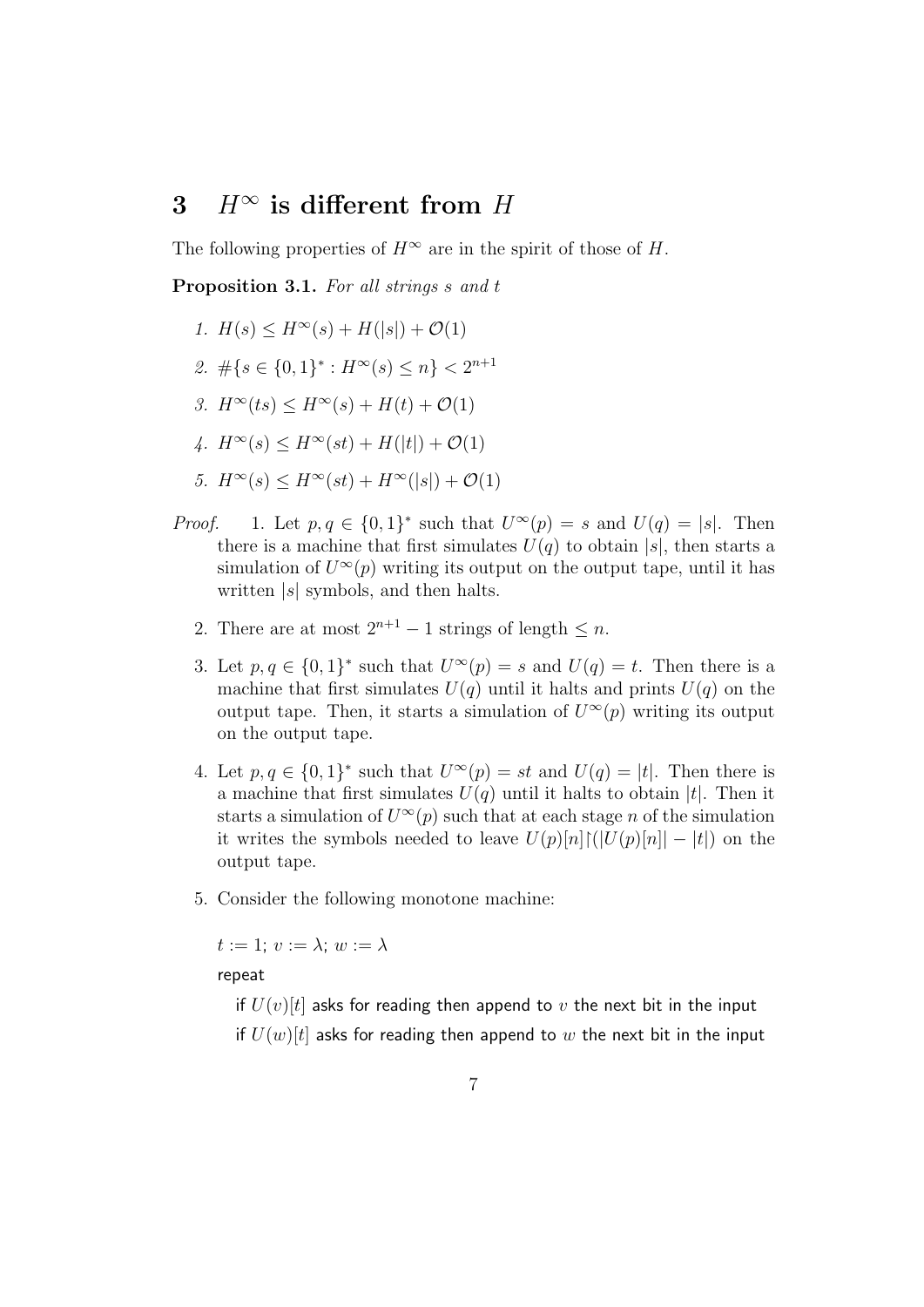## 3 $H^\infty$ is different from $H$

The following properties of $H^\infty$ are in the spirit of those of $H$.

**Proposition 3.1.** *For all strings $s$ and $t$*

1. $H(s) \le H^\infty(s) + H(|s|) + \mathcal{O}(1)$
2. $\#\{s \in \{0,1\}^* : H^\infty(s) \le n\} < 2^{n+1}$
3. $H^\infty(ts) \le H^\infty(s) + H(t) + \mathcal{O}(1)$
4. $H^\infty(s) \le H^\infty(st) + H(|t|) + \mathcal{O}(1)$
5. $H^\infty(s) \le H^\infty(st) + H^\infty(|s|) + \mathcal{O}(1)$

*Proof.*

1. Let $p, q \in \{0,1\}^*$ such that $U^\infty(p) = s$ and $U(q) = |s|$. Then there is a machine that first simulates $U(q)$ to obtain $|s|$, then starts a simulation of $U^\infty(p)$ writing its output on the output tape, until it has written $|s|$ symbols, and then halts.

2. There are at most $2^{n+1} - 1$ strings of length $\le n$.

3. Let $p, q \in \{0,1\}^*$ such that $U^\infty(p) = s$ and $U(q) = t$. Then there is a machine that first simulates $U(q)$ until it halts and prints $U(q)$ on the output tape. Then, it starts a simulation of $U^\infty(p)$ writing its output on the output tape.

4. Let $p, q \in \{0,1\}^*$ such that $U^\infty(p) = st$ and $U(q) = |t|$. Then there is a machine that first simulates $U(q)$ until it halts to obtain $|t|$. Then it starts a simulation of $U^\infty(p)$ such that at each stage $n$ of the simulation it writes the symbols needed to leave $U(p)[n]\upharpoonright(|U(p)[n]| - |t|)$ on the output tape.

5. Consider the following monotone machine:

   $t := 1$; $v := \lambda$; $w := \lambda$

   repeat

   if $U(v)[t]$ asks for reading then append to $v$ the next bit in the input

   if $U(w)[t]$ asks for reading then append to $w$ the next bit in the input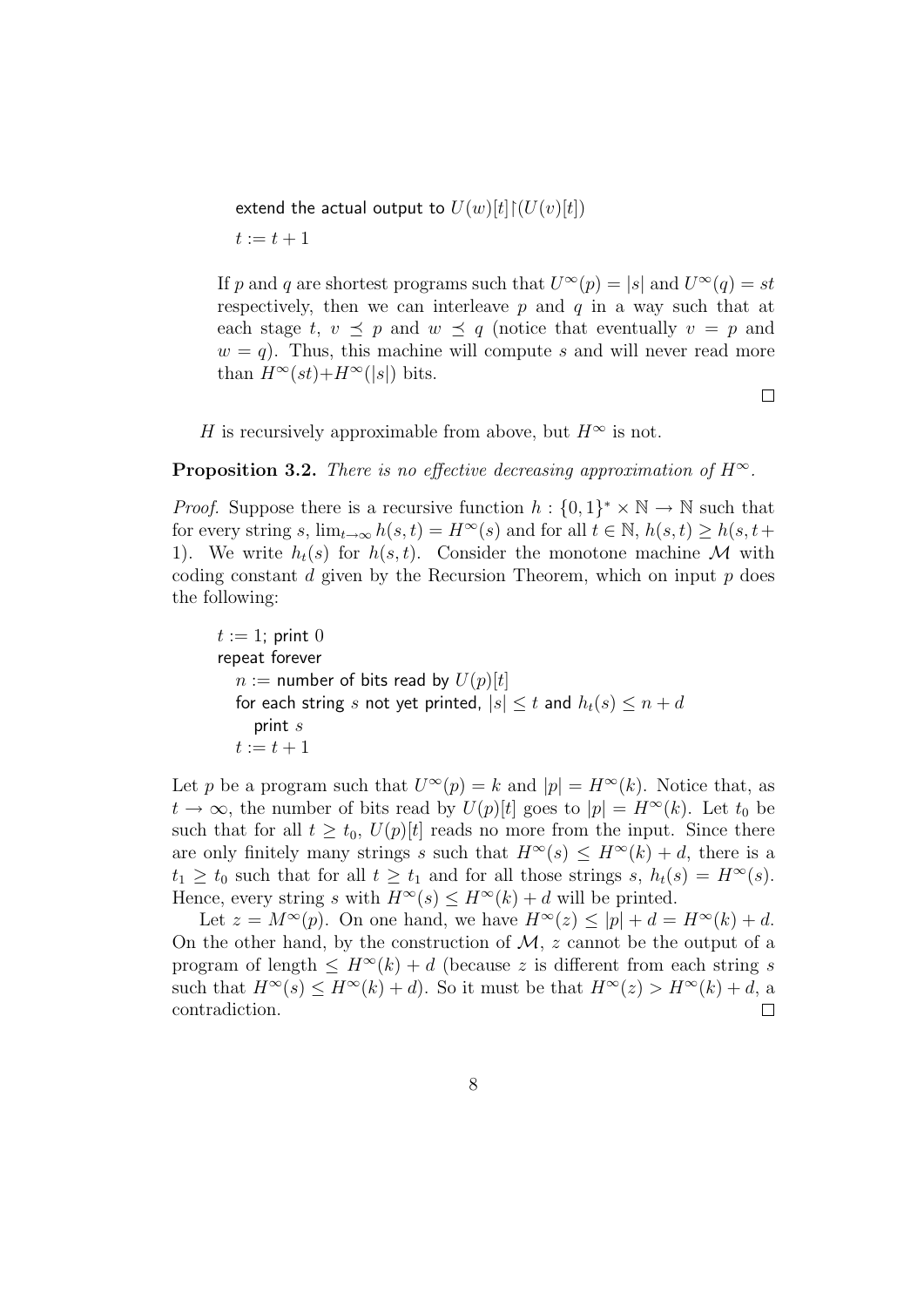extend the actual output to $U(w)[t]\upharpoonright(U(v)[t])$

$t := t + 1$

If $p$ and $q$ are shortest programs such that $U^\infty(p) = |s|$ and $U^\infty(q) = st$ respectively, then we can interleave $p$ and $q$ in a way such that at each stage $t$, $v \preceq p$ and $w \preceq q$ (notice that eventually $v = p$ and $w = q$). Thus, this machine will compute $s$ and will never read more than $H^\infty(st)+H^\infty(|s|)$ bits.

□

$H$ is recursively approximable from above, but $H^\infty$ is not.

**Proposition 3.2.** *There is no effective decreasing approximation of $H^\infty$.*

*Proof.* Suppose there is a recursive function $h : \{0,1\}^* \times \mathbb{N} \to \mathbb{N}$ such that for every string $s$, $\lim_{t\to\infty} h(s,t) = H^\infty(s)$ and for all $t \in \mathbb{N}$, $h(s,t) \geq h(s,t+1)$. We write $h_t(s)$ for $h(s,t)$. Consider the monotone machine $\mathcal{M}$ with coding constant $d$ given by the Recursion Theorem, which on input $p$ does the following:

$t := 1$; print $0$
repeat forever
  $n :=$ number of bits read by $U(p)[t]$
  for each string $s$ not yet printed, $|s| \leq t$ and $h_t(s) \leq n + d$
    print $s$
  $t := t + 1$

Let $p$ be a program such that $U^\infty(p) = k$ and $|p| = H^\infty(k)$. Notice that, as $t \to \infty$, the number of bits read by $U(p)[t]$ goes to $|p| = H^\infty(k)$. Let $t_0$ be such that for all $t \geq t_0$, $U(p)[t]$ reads no more from the input. Since there are only finitely many strings $s$ such that $H^\infty(s) \leq H^\infty(k) + d$, there is a $t_1 \geq t_0$ such that for all $t \geq t_1$ and for all those strings $s$, $h_t(s) = H^\infty(s)$. Hence, every string $s$ with $H^\infty(s) \leq H^\infty(k) + d$ will be printed.

Let $z = M^\infty(p)$. On one hand, we have $H^\infty(z) \leq |p| + d = H^\infty(k) + d$. On the other hand, by the construction of $\mathcal{M}$, $z$ cannot be the output of a program of length $\leq H^\infty(k) + d$ (because $z$ is different from each string $s$ such that $H^\infty(s) \leq H^\infty(k) + d$). So it must be that $H^\infty(z) > H^\infty(k) + d$, a contradiction. □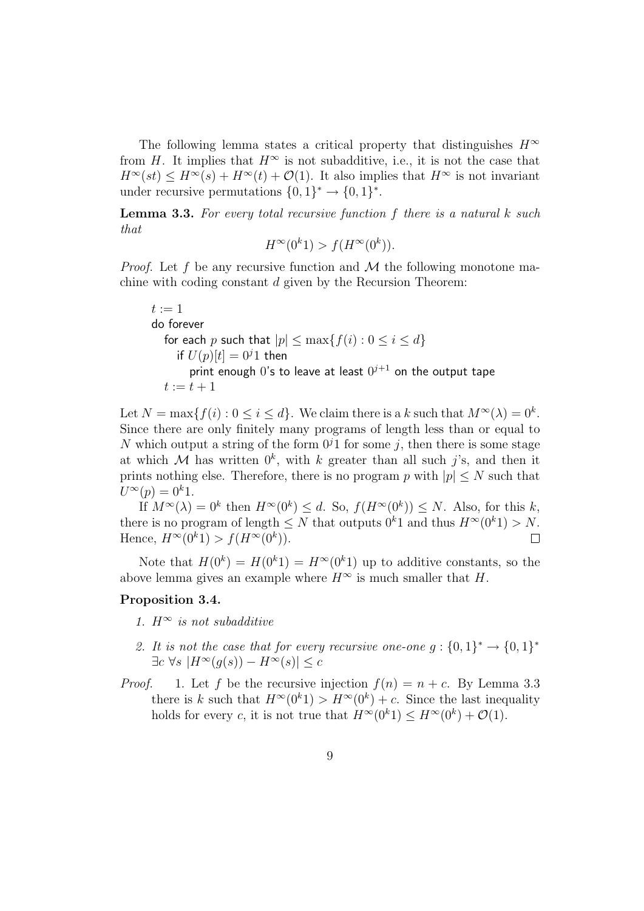The following lemma states a critical property that distinguishes $H^\infty$ from $H$. It implies that $H^\infty$ is not subadditive, i.e., it is not the case that $H^\infty(st) \leq H^\infty(s) + H^\infty(t) + \mathcal{O}(1)$. It also implies that $H^\infty$ is not invariant under recursive permutations $\{0,1\}^* \to \{0,1\}^*$.

**Lemma 3.3.** *For every total recursive function $f$ there is a natural $k$ such that*

$$H^\infty(0^k1) > f(H^\infty(0^k)).$$

*Proof.* Let $f$ be any recursive function and $\mathcal{M}$ the following monotone machine with coding constant $d$ given by the Recursion Theorem:

```
t := 1
do forever
   for each p such that |p| ≤ max{f(i) : 0 ≤ i ≤ d}
      if U(p)[t] = 0^j 1 then
         print enough 0's to leave at least 0^{j+1} on the output tape
   t := t + 1
```

Let $N = \max\{f(i) : 0 \leq i \leq d\}$. We claim there is a $k$ such that $M^\infty(\lambda) = 0^k$. Since there are only finitely many programs of length less than or equal to $N$ which output a string of the form $0^j1$ for some $j$, then there is some stage at which $\mathcal{M}$ has written $0^k$, with $k$ greater than all such $j$'s, and then it prints nothing else. Therefore, there is no program $p$ with $|p| \leq N$ such that $U^\infty(p) = 0^k1$.

If $M^\infty(\lambda) = 0^k$ then $H^\infty(0^k) \leq d$. So, $f(H^\infty(0^k)) \leq N$. Also, for this $k$, there is no program of length $\leq N$ that outputs $0^k1$ and thus $H^\infty(0^k1) > N$. Hence, $H^\infty(0^k1) > f(H^\infty(0^k))$. $\square$

Note that $H(0^k) = H(0^k1) = H^\infty(0^k1)$ up to additive constants, so the above lemma gives an example where $H^\infty$ is much smaller that $H$.

**Proposition 3.4.**

1. *$H^\infty$ is not subadditive*
2. *It is not the case that for every recursive one-one $g : \{0,1\}^* \to \{0,1\}^*$ $\exists c \; \forall s \; |H^\infty(g(s)) - H^\infty(s)| \leq c$*

*Proof.* 1. Let $f$ be the recursive injection $f(n) = n + c$. By Lemma 3.3 there is $k$ such that $H^\infty(0^k1) > H^\infty(0^k) + c$. Since the last inequality holds for every $c$, it is not true that $H^\infty(0^k1) \leq H^\infty(0^k) + \mathcal{O}(1)$.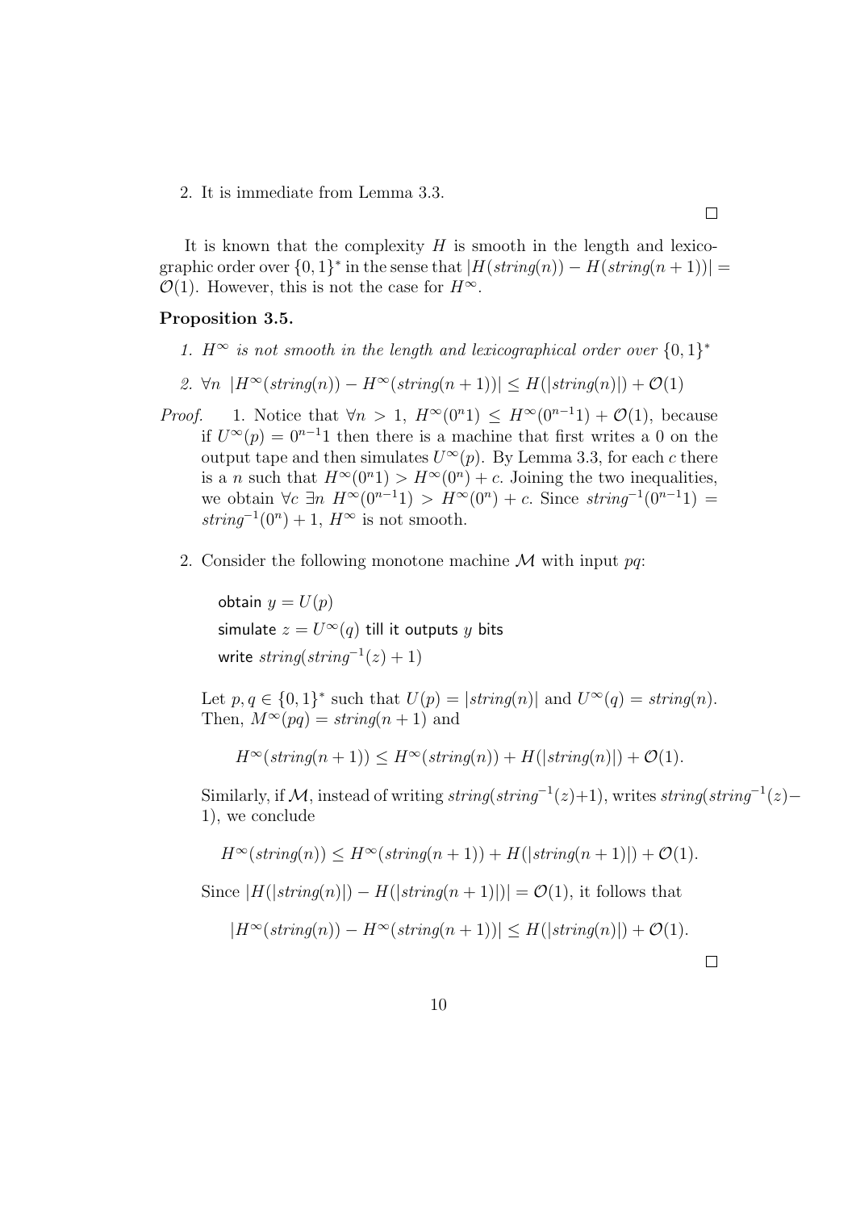2. It is immediate from Lemma 3.3.

□

It is known that the complexity $H$ is smooth in the length and lexicographic order over $\{0,1\}^*$ in the sense that $|H(string(n)) - H(string(n+1))| = \mathcal{O}(1)$. However, this is not the case for $H^\infty$.

**Proposition 3.5.**

1. *$H^\infty$ is not smooth in the length and lexicographical order over $\{0,1\}^*$*
2. *$\forall n \ |H^\infty(string(n)) - H^\infty(string(n+1))| \leq H(|string(n)|) + \mathcal{O}(1)$*

*Proof.*

1. Notice that $\forall n > 1$, $H^\infty(0^n 1) \leq H^\infty(0^{n-1}1) + \mathcal{O}(1)$, because if $U^\infty(p) = 0^{n-1}1$ then there is a machine that first writes a 0 on the output tape and then simulates $U^\infty(p)$. By Lemma 3.3, for each $c$ there is a $n$ such that $H^\infty(0^n 1) > H^\infty(0^n) + c$. Joining the two inequalities, we obtain $\forall c \ \exists n \ H^\infty(0^{n-1}1) > H^\infty(0^n) + c$. Since $string^{-1}(0^{n-1}1) = string^{-1}(0^n) + 1$, $H^\infty$ is not smooth.

2. Consider the following monotone machine $\mathcal{M}$ with input $pq$:

    obtain $y = U(p)$

    simulate $z = U^\infty(q)$ till it outputs $y$ bits

    write $string(string^{-1}(z) + 1)$

    Let $p, q \in \{0,1\}^*$ such that $U(p) = |string(n)|$ and $U^\infty(q) = string(n)$. Then, $M^\infty(pq) = string(n+1)$ and

    $$H^\infty(string(n+1)) \leq H^\infty(string(n)) + H(|string(n)|) + \mathcal{O}(1).$$

    Similarly, if $\mathcal{M}$, instead of writing $string(string^{-1}(z)+1)$, writes $string(string^{-1}(z)-1)$, we conclude

    $$H^\infty(string(n)) \leq H^\infty(string(n+1)) + H(|string(n+1)|) + \mathcal{O}(1).$$

    Since $|H(|string(n)|) - H(|string(n+1)|)| = \mathcal{O}(1)$, it follows that

    $$|H^\infty(string(n)) - H^\infty(string(n+1))| \leq H(|string(n)|) + \mathcal{O}(1).$$

□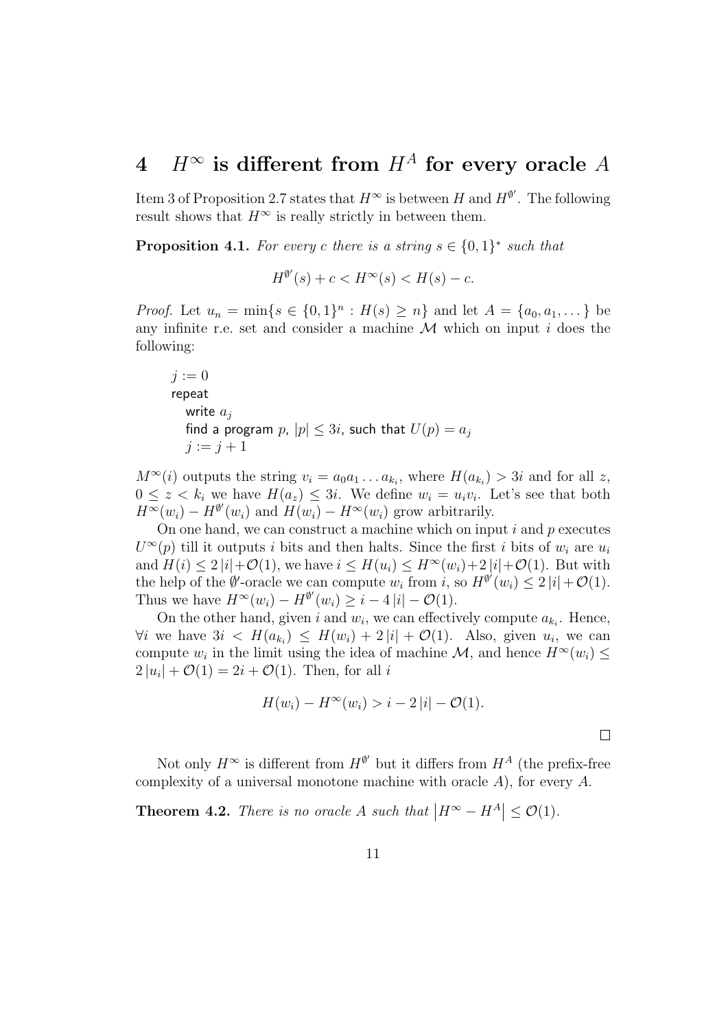# 4 $H^\infty$ is different from $H^A$ for every oracle $A$

Item 3 of Proposition 2.7 states that $H^\infty$ is between $H$ and $H^{\emptyset'}$. The following result shows that $H^\infty$ is really strictly in between them.

**Proposition 4.1.** *For every $c$ there is a string $s \in \{0,1\}^*$ such that*

$$H^{\emptyset'}(s) + c < H^\infty(s) < H(s) - c.$$

*Proof.* Let $u_n = \min\{s \in \{0,1\}^n : H(s) \geq n\}$ and let $A = \{a_0, a_1, \dots\}$ be any infinite r.e. set and consider a machine $\mathcal{M}$ which on input $i$ does the following:

```
j := 0
repeat
    write a_j
    find a program p, |p| ≤ 3i, such that U(p) = a_j
    j := j + 1
```

$M^\infty(i)$ outputs the string $v_i = a_0 a_1 \dots a_{k_i}$, where $H(a_{k_i}) > 3i$ and for all $z$, $0 \leq z < k_i$ we have $H(a_z) \leq 3i$. We define $w_i = u_i v_i$. Let's see that both $H^\infty(w_i) - H^{\emptyset'}(w_i)$ and $H(w_i) - H^\infty(w_i)$ grow arbitrarily.

On one hand, we can construct a machine which on input $i$ and $p$ executes $U^\infty(p)$ till it outputs $i$ bits and then halts. Since the first $i$ bits of $w_i$ are $u_i$ and $H(i) \leq 2\,|i| + \mathcal{O}(1)$, we have $i \leq H(u_i) \leq H^\infty(w_i) + 2\,|i| + \mathcal{O}(1)$. But with the help of the $\emptyset'$-oracle we can compute $w_i$ from $i$, so $H^{\emptyset'}(w_i) \leq 2\,|i| + \mathcal{O}(1)$. Thus we have $H^\infty(w_i) - H^{\emptyset'}(w_i) \geq i - 4\,|i| - \mathcal{O}(1)$.

On the other hand, given $i$ and $w_i$, we can effectively compute $a_{k_i}$. Hence, $\forall i$ we have $3i < H(a_{k_i}) \leq H(w_i) + 2\,|i| + \mathcal{O}(1)$. Also, given $u_i$, we can compute $w_i$ in the limit using the idea of machine $\mathcal{M}$, and hence $H^\infty(w_i) \leq 2\,|u_i| + \mathcal{O}(1) = 2i + \mathcal{O}(1)$. Then, for all $i$

$$H(w_i) - H^\infty(w_i) > i - 2\,|i| - \mathcal{O}(1).$$

$\square$

Not only $H^\infty$ is different from $H^{\emptyset'}$ but it differs from $H^A$ (the prefix-free complexity of a universal monotone machine with oracle $A$), for every $A$.

**Theorem 4.2.** *There is no oracle $A$ such that $\left|H^\infty - H^A\right| \leq \mathcal{O}(1)$.*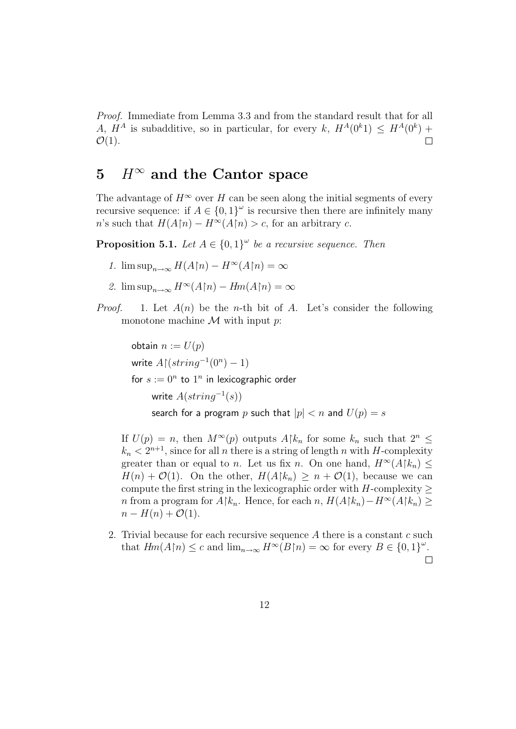*Proof.* Immediate from Lemma 3.3 and from the standard result that for all $A$, $H^A$ is subadditive, so in particular, for every $k$, $H^A(0^k 1) \leq H^A(0^k) + \mathcal{O}(1)$. □

# 5 $H^\infty$ and the Cantor space

The advantage of $H^\infty$ over $H$ can be seen along the initial segments of every recursive sequence: if $A \in \{0,1\}^\omega$ is recursive then there are infinitely many $n$'s such that $H(A{\upharpoonright}n) - H^\infty(A{\upharpoonright}n) > c$, for an arbitrary $c$.

**Proposition 5.1.** *Let $A \in \{0,1\}^\omega$ be a recursive sequence. Then*

1. $\limsup_{n\to\infty} H(A{\upharpoonright}n) - H^\infty(A{\upharpoonright}n) = \infty$
2. $\limsup_{n\to\infty} H^\infty(A{\upharpoonright}n) - Hm(A{\upharpoonright}n) = \infty$

*Proof.*

1. Let $A(n)$ be the $n$-th bit of $A$. Let's consider the following monotone machine $\mathcal{M}$ with input $p$:

```
obtain n := U(p)
write A↾(string^{-1}(0^n) − 1)
for s := 0^n to 1^n in lexicographic order
    write A(string^{-1}(s))
    search for a program p such that |p| < n and U(p) = s
```

   If $U(p) = n$, then $M^\infty(p)$ outputs $A{\upharpoonright}k_n$ for some $k_n$ such that $2^n \leq k_n < 2^{n+1}$, since for all $n$ there is a string of length $n$ with $H$-complexity greater than or equal to $n$. Let us fix $n$. On one hand, $H^\infty(A{\upharpoonright}k_n) \leq H(n) + \mathcal{O}(1)$. On the other, $H(A{\upharpoonright}k_n) \geq n + \mathcal{O}(1)$, because we can compute the first string in the lexicographic order with $H$-complexity $\geq n$ from a program for $A{\upharpoonright}k_n$. Hence, for each $n$, $H(A{\upharpoonright}k_n) - H^\infty(A{\upharpoonright}k_n) \geq n - H(n) + \mathcal{O}(1)$.

2. Trivial because for each recursive sequence $A$ there is a constant $c$ such that $Hm(A{\upharpoonright}n) \leq c$ and $\lim_{n\to\infty} H^\infty(B{\upharpoonright}n) = \infty$ for every $B \in \{0,1\}^\omega$. □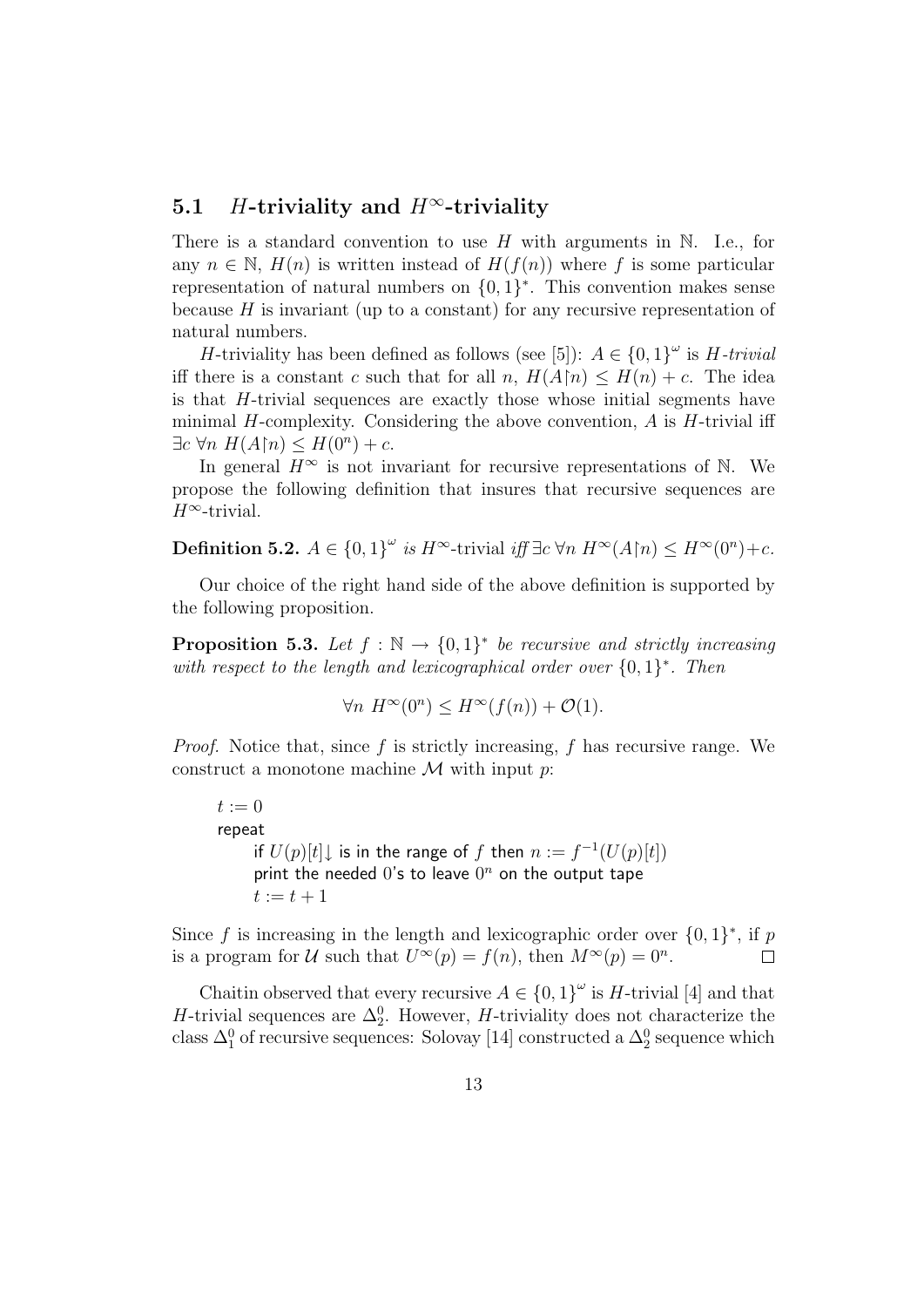### 5.1 $H$-triviality and $H^\infty$-triviality

There is a standard convention to use $H$ with arguments in $\mathbb{N}$. I.e., for any $n \in \mathbb{N}$, $H(n)$ is written instead of $H(f(n))$ where $f$ is some particular representation of natural numbers on $\{0,1\}^*$. This convention makes sense because $H$ is invariant (up to a constant) for any recursive representation of natural numbers.

$H$-triviality has been defined as follows (see [5]): $A \in \{0,1\}^\omega$ is *$H$-trivial* iff there is a constant $c$ such that for all $n$, $H(A\restriction n) \leq H(n) + c$. The idea is that $H$-trivial sequences are exactly those whose initial segments have minimal $H$-complexity. Considering the above convention, $A$ is $H$-trivial iff $\exists c\ \forall n\ H(A\restriction n) \leq H(0^n) + c$.

In general $H^\infty$ is not invariant for recursive representations of $\mathbb{N}$. We propose the following definition that insures that recursive sequences are $H^\infty$-trivial.

**Definition 5.2.** *$A \in \{0,1\}^\omega$ is* $H^\infty$-trivial *iff* $\exists c\ \forall n\ H^\infty(A\restriction n) \leq H^\infty(0^n) + c$.

Our choice of the right hand side of the above definition is supported by the following proposition.

**Proposition 5.3.** *Let $f : \mathbb{N} \to \{0,1\}^*$ be recursive and strictly increasing with respect to the length and lexicographical order over $\{0,1\}^*$. Then*

$$\forall n\ H^\infty(0^n) \leq H^\infty(f(n)) + \mathcal{O}(1).$$

*Proof.* Notice that, since $f$ is strictly increasing, $f$ has recursive range. We construct a monotone machine $\mathcal{M}$ with input $p$:

```
t := 0
repeat
    if U(p)[t]↓ is in the range of f then n := f^{-1}(U(p)[t])
    print the needed 0's to leave 0^n on the output tape
    t := t + 1
```

Since $f$ is increasing in the length and lexicographic order over $\{0,1\}^*$, if $p$ is a program for $\mathcal{U}$ such that $U^\infty(p) = f(n)$, then $M^\infty(p) = 0^n$. $\square$

Chaitin observed that every recursive $A \in \{0,1\}^\omega$ is $H$-trivial [4] and that $H$-trivial sequences are $\Delta^0_2$. However, $H$-triviality does not characterize the class $\Delta^0_1$ of recursive sequences: Solovay [14] constructed a $\Delta^0_2$ sequence which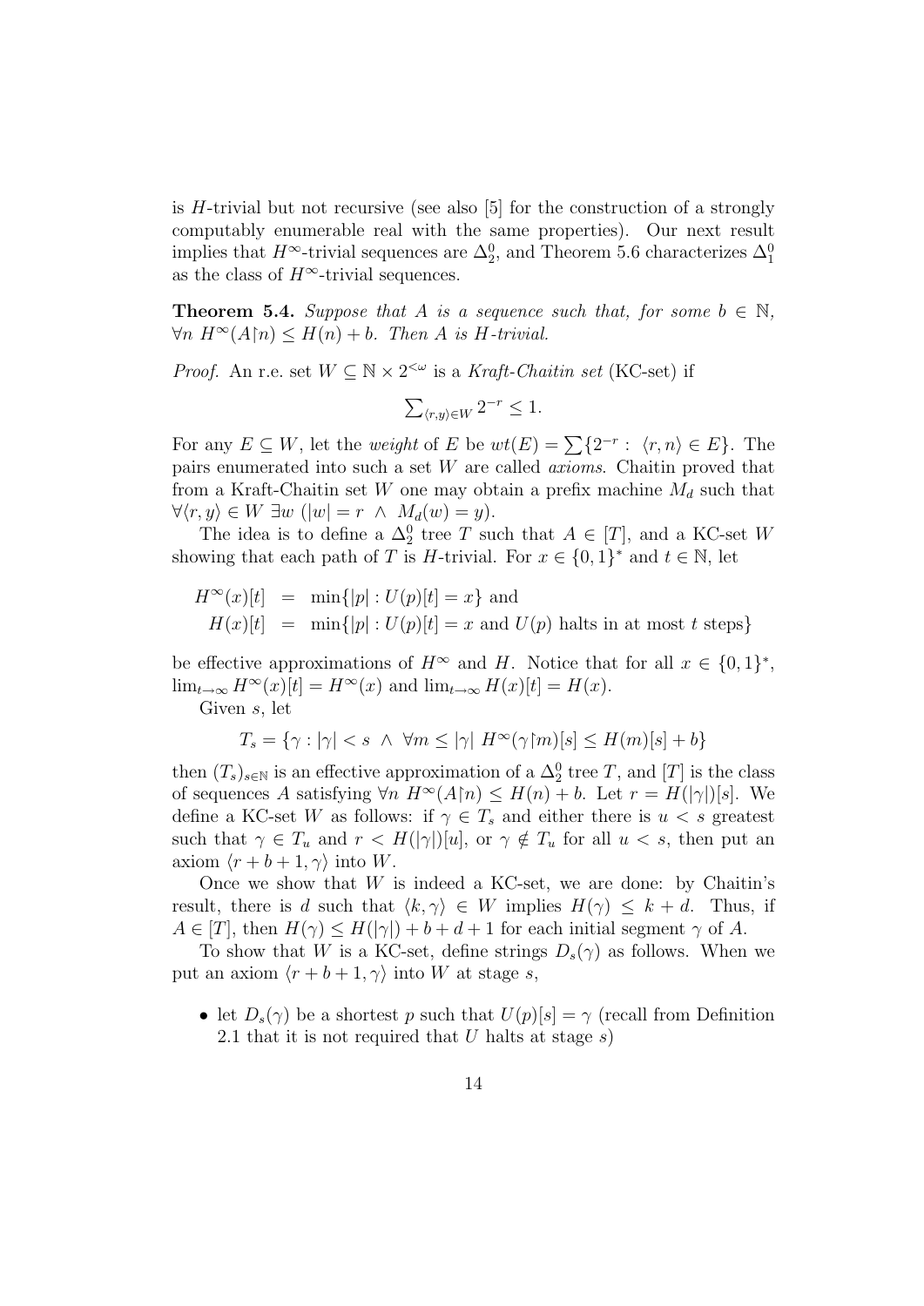is $H$-trivial but not recursive (see also [5] for the construction of a strongly computably enumerable real with the same properties). Our next result implies that $H^\infty$-trivial sequences are $\Delta^0_2$, and Theorem 5.6 characterizes $\Delta^0_1$ as the class of $H^\infty$-trivial sequences.

**Theorem 5.4.** *Suppose that $A$ is a sequence such that, for some $b \in \mathbb{N}$, $\forall n\ H^\infty(A\restriction n) \leq H(n) + b$. Then $A$ is $H$-trivial.*

*Proof.* An r.e. set $W \subseteq \mathbb{N} \times 2^{<\omega}$ is a *Kraft-Chaitin set* (KC-set) if

$$\sum_{\langle r,y\rangle \in W} 2^{-r} \leq 1.$$

For any $E \subseteq W$, let the *weight* of $E$ be $wt(E) = \sum\{2^{-r} :\ \langle r, n\rangle \in E\}$. The pairs enumerated into such a set $W$ are called *axioms*. Chaitin proved that from a Kraft-Chaitin set $W$ one may obtain a prefix machine $M_d$ such that $\forall \langle r, y\rangle \in W\ \exists w\ (|w| = r\ \wedge\ M_d(w) = y)$.

The idea is to define a $\Delta^0_2$ tree $T$ such that $A \in [T]$, and a KC-set $W$ showing that each path of $T$ is $H$-trivial. For $x \in \{0,1\}^*$ and $t \in \mathbb{N}$, let

$$\begin{aligned} H^\infty(x)[t] &= \min\{|p| : U(p)[t] = x\} \text{ and} \\ H(x)[t] &= \min\{|p| : U(p)[t] = x \text{ and } U(p) \text{ halts in at most } t \text{ steps}\} \end{aligned}$$

be effective approximations of $H^\infty$ and $H$. Notice that for all $x \in \{0,1\}^*$, $\lim_{t\to\infty} H^\infty(x)[t] = H^\infty(x)$ and $\lim_{t\to\infty} H(x)[t] = H(x)$.

Given $s$, let

$$T_s = \{\gamma : |\gamma| < s\ \wedge\ \forall m \leq |\gamma|\ H^\infty(\gamma\restriction m)[s] \leq H(m)[s] + b\}$$

then $(T_s)_{s\in\mathbb{N}}$ is an effective approximation of a $\Delta^0_2$ tree $T$, and $[T]$ is the class of sequences $A$ satisfying $\forall n\ H^\infty(A\restriction n) \leq H(n) + b$. Let $r = H(|\gamma|)[s]$. We define a KC-set $W$ as follows: if $\gamma \in T_s$ and either there is $u < s$ greatest such that $\gamma \in T_u$ and $r < H(|\gamma|)[u]$, or $\gamma \notin T_u$ for all $u < s$, then put an axiom $\langle r + b + 1, \gamma\rangle$ into $W$.

Once we show that $W$ is indeed a KC-set, we are done: by Chaitin's result, there is $d$ such that $\langle k, \gamma\rangle \in W$ implies $H(\gamma) \leq k + d$. Thus, if $A \in [T]$, then $H(\gamma) \leq H(|\gamma|) + b + d + 1$ for each initial segment $\gamma$ of $A$.

To show that $W$ is a KC-set, define strings $D_s(\gamma)$ as follows. When we put an axiom $\langle r + b + 1, \gamma\rangle$ into $W$ at stage $s$,

- let $D_s(\gamma)$ be a shortest $p$ such that $U(p)[s] = \gamma$ (recall from Definition 2.1 that it is not required that $U$ halts at stage $s$)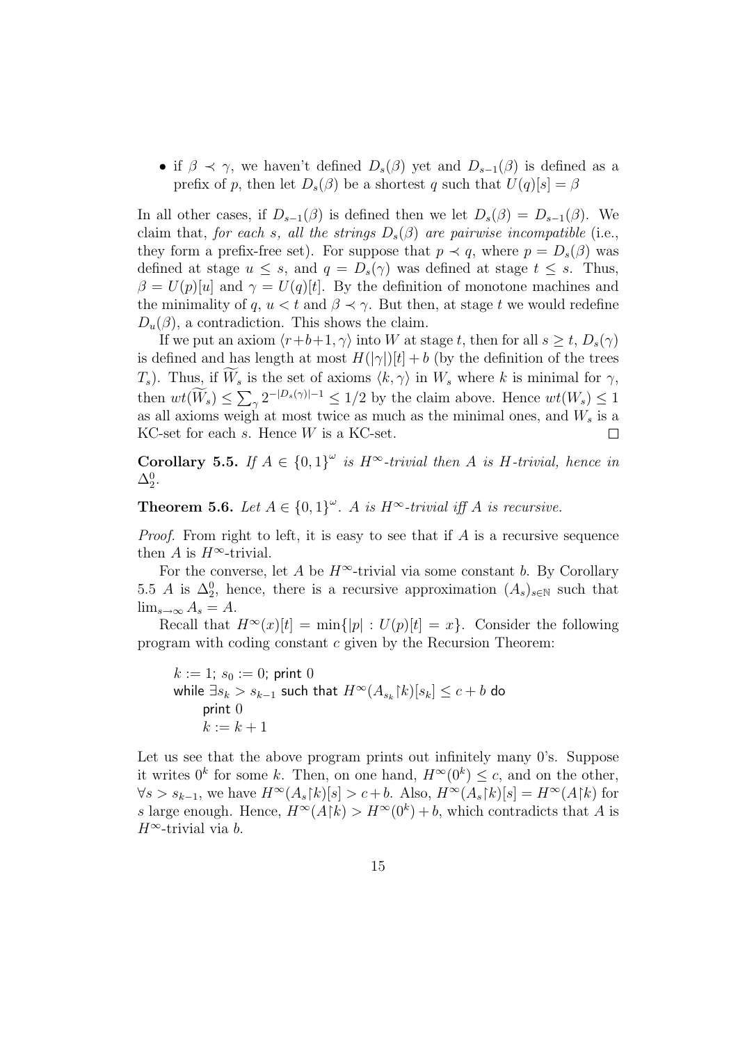- if $\beta \prec \gamma$, we haven't defined $D_s(\beta)$ yet and $D_{s-1}(\beta)$ is defined as a prefix of $p$, then let $D_s(\beta)$ be a shortest $q$ such that $U(q)[s] = \beta$

In all other cases, if $D_{s-1}(\beta)$ is defined then we let $D_s(\beta) = D_{s-1}(\beta)$. We claim that, *for each s, all the strings $D_s(\beta)$ are pairwise incompatible* (i.e., they form a prefix-free set). For suppose that $p \prec q$, where $p = D_s(\beta)$ was defined at stage $u \leq s$, and $q = D_s(\gamma)$ was defined at stage $t \leq s$. Thus, $\beta = U(p)[u]$ and $\gamma = U(q)[t]$. By the definition of monotone machines and the minimality of $q$, $u < t$ and $\beta \prec \gamma$. But then, at stage $t$ we would redefine $D_u(\beta)$, a contradiction. This shows the claim.

If we put an axiom $\langle r+b+1, \gamma\rangle$ into $W$ at stage $t$, then for all $s \geq t$, $D_s(\gamma)$ is defined and has length at most $H(|\gamma|)[t] + b$ (by the definition of the trees $T_s$). Thus, if $\widetilde{W}_s$ is the set of axioms $\langle k, \gamma\rangle$ in $W_s$ where $k$ is minimal for $\gamma$, then $wt(\widetilde{W}_s) \leq \sum_\gamma 2^{-|D_s(\gamma)|-1} \leq 1/2$ by the claim above. Hence $wt(W_s) \leq 1$ as all axioms weigh at most twice as much as the minimal ones, and $W_s$ is a KC-set for each $s$. Hence $W$ is a KC-set. $\square$

**Corollary 5.5.** *If $A \in \{0,1\}^\omega$ is $H^\infty$-trivial then $A$ is $H$-trivial, hence in $\Delta^0_2$.*

**Theorem 5.6.** *Let $A \in \{0,1\}^\omega$. $A$ is $H^\infty$-trivial iff $A$ is recursive.*

*Proof.* From right to left, it is easy to see that if $A$ is a recursive sequence then $A$ is $H^\infty$-trivial.

For the converse, let $A$ be $H^\infty$-trivial via some constant $b$. By Corollary 5.5 $A$ is $\Delta^0_2$, hence, there is a recursive approximation $(A_s)_{s\in\mathbb{N}}$ such that $\lim_{s\to\infty} A_s = A$.

Recall that $H^\infty(x)[t] = \min\{|p| : U(p)[t] = x\}$. Consider the following program with coding constant $c$ given by the Recursion Theorem:

$k := 1$; $s_0 := 0$; print $0$
while $\exists s_k > s_{k-1}$ such that $H^\infty(A_{s_k}{\upharpoonright}k)[s_k] \leq c + b$ do
  print $0$
  $k := k + 1$

Let us see that the above program prints out infinitely many 0's. Suppose it writes $0^k$ for some $k$. Then, on one hand, $H^\infty(0^k) \leq c$, and on the other, $\forall s > s_{k-1}$, we have $H^\infty(A_s{\upharpoonright}k)[s] > c + b$. Also, $H^\infty(A_s{\upharpoonright}k)[s] = H^\infty(A{\upharpoonright}k)$ for $s$ large enough. Hence, $H^\infty(A{\upharpoonright}k) > H^\infty(0^k) + b$, which contradicts that $A$ is $H^\infty$-trivial via $b$.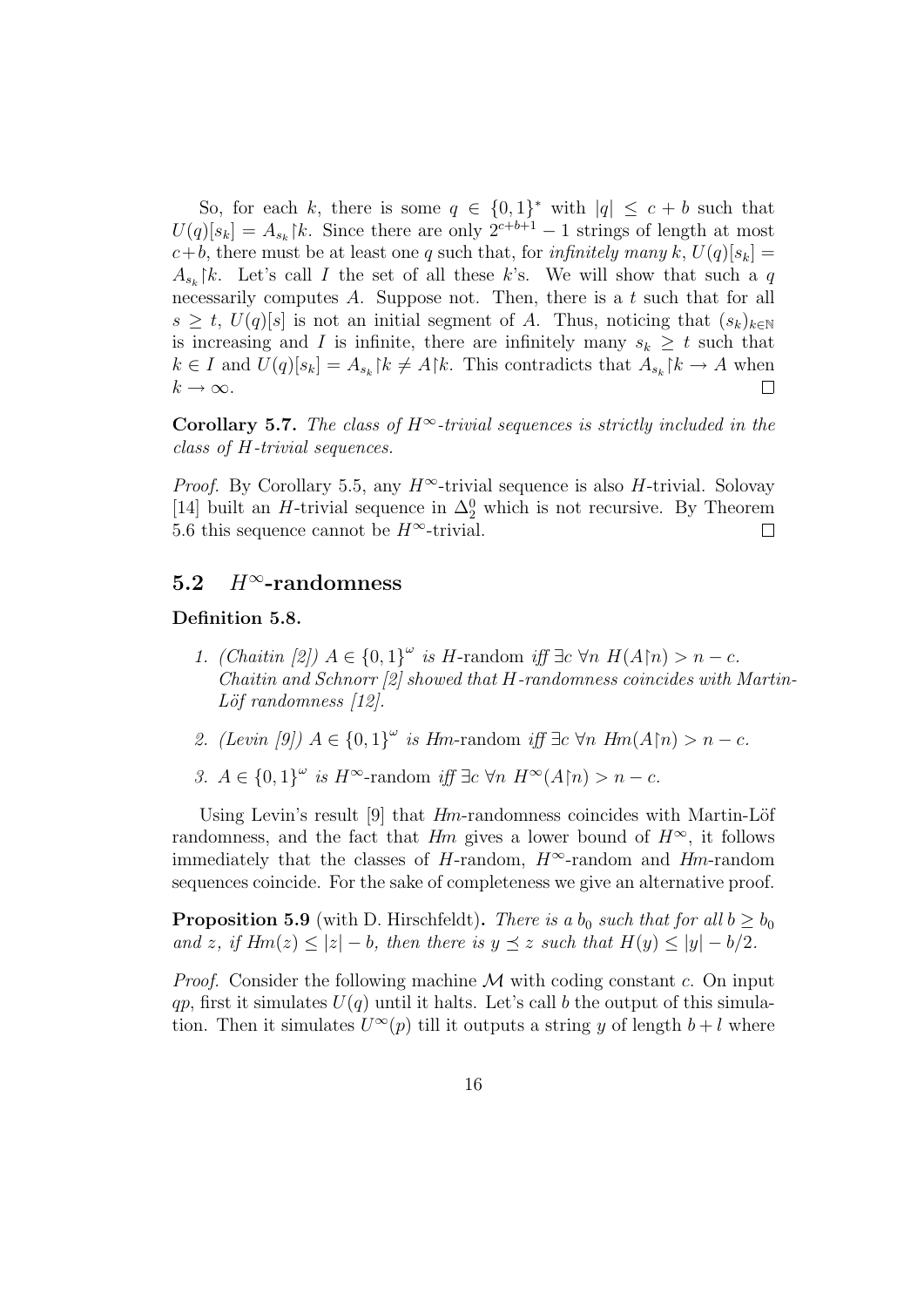So, for each $k$, there is some $q \in \{0,1\}^*$ with $|q| \leq c + b$ such that $U(q)[s_k] = A_{s_k}{\restriction}k$. Since there are only $2^{c+b+1} - 1$ strings of length at most $c+b$, there must be at least one $q$ such that, for *infinitely many* $k$, $U(q)[s_k] = A_{s_k}{\restriction}k$. Let's call $I$ the set of all these $k$'s. We will show that such a $q$ necessarily computes $A$. Suppose not. Then, there is a $t$ such that for all $s \geq t$, $U(q)[s]$ is not an initial segment of $A$. Thus, noticing that $(s_k)_{k\in\mathbb{N}}$ is increasing and $I$ is infinite, there are infinitely many $s_k \geq t$ such that $k \in I$ and $U(q)[s_k] = A_{s_k}{\restriction}k \neq A{\restriction}k$. This contradicts that $A_{s_k}{\restriction}k \to A$ when $k \to \infty$. □

**Corollary 5.7.** *The class of $H^\infty$-trivial sequences is strictly included in the class of $H$-trivial sequences.*

*Proof.* By Corollary 5.5, any $H^\infty$-trivial sequence is also $H$-trivial. Solovay [14] built an $H$-trivial sequence in $\Delta^0_2$ which is not recursive. By Theorem 5.6 this sequence cannot be $H^\infty$-trivial. □

## 5.2 $H^\infty$-randomness

**Definition 5.8.**

1. *(Chaitin [2]) $A \in \{0,1\}^\omega$ is* $H$-random *iff $\exists c\ \forall n\ H(A{\restriction}n) > n - c$. Chaitin and Schnorr [2] showed that $H$-randomness coincides with Martin-Löf randomness [12].*
2. *(Levin [9]) $A \in \{0,1\}^\omega$ is* $Hm$-random *iff $\exists c\ \forall n\ Hm(A{\restriction}n) > n - c$.*
3. *$A \in \{0,1\}^\omega$ is* $H^\infty$-random *iff $\exists c\ \forall n\ H^\infty(A{\restriction}n) > n - c$.*

Using Levin's result [9] that $Hm$-randomness coincides with Martin-Löf randomness, and the fact that $Hm$ gives a lower bound of $H^\infty$, it follows immediately that the classes of $H$-random, $H^\infty$-random and $Hm$-random sequences coincide. For the sake of completeness we give an alternative proof.

**Proposition 5.9** (with D. Hirschfeldt)**.** *There is a $b_0$ such that for all $b \geq b_0$ and $z$, if $Hm(z) \leq |z| - b$, then there is $y \preceq z$ such that $H(y) \leq |y| - b/2$.*

*Proof.* Consider the following machine $\mathcal{M}$ with coding constant $c$. On input $qp$, first it simulates $U(q)$ until it halts. Let's call $b$ the output of this simulation. Then it simulates $U^\infty(p)$ till it outputs a string $y$ of length $b + l$ where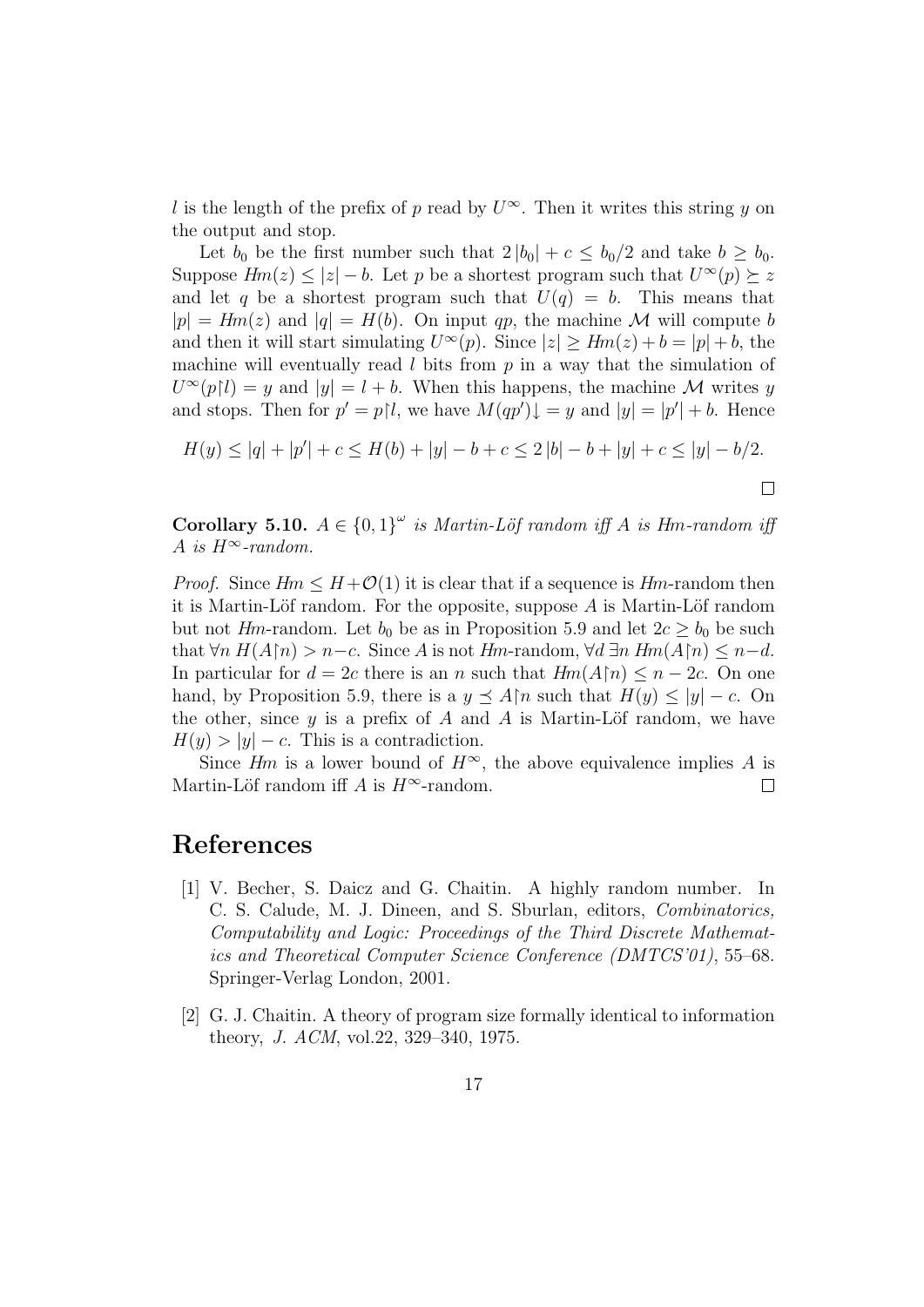$l$ is the length of the prefix of $p$ read by $U^\infty$. Then it writes this string $y$ on the output and stop.

Let $b_0$ be the first number such that $2|b_0| + c \leq b_0/2$ and take $b \geq b_0$. Suppose $Hm(z) \leq |z| - b$. Let $p$ be a shortest program such that $U^\infty(p) \succeq z$ and let $q$ be a shortest program such that $U(q) = b$. This means that $|p| = Hm(z)$ and $|q| = H(b)$. On input $qp$, the machine $\mathcal{M}$ will compute $b$ and then it will start simulating $U^\infty(p)$. Since $|z| \geq Hm(z) + b = |p| + b$, the machine will eventually read $l$ bits from $p$ in a way that the simulation of $U^\infty(p{\restriction}l) = y$ and $|y| = l + b$. When this happens, the machine $\mathcal{M}$ writes $y$ and stops. Then for $p' = p{\restriction}l$, we have $M(qp')\downarrow = y$ and $|y| = |p'| + b$. Hence

$$H(y) \leq |q| + |p'| + c \leq H(b) + |y| - b + c \leq 2|b| - b + |y| + c \leq |y| - b/2.$$

□

**Corollary 5.10.** *$A \in \{0,1\}^\omega$ is Martin-Löf random iff $A$ is $Hm$-random iff $A$ is $H^\infty$-random.*

*Proof.* Since $Hm \leq H + \mathcal{O}(1)$ it is clear that if a sequence is $Hm$-random then it is Martin-Löf random. For the opposite, suppose $A$ is Martin-Löf random but not $Hm$-random. Let $b_0$ be as in Proposition 5.9 and let $2c \geq b_0$ be such that $\forall n\ H(A{\restriction}n) > n - c$. Since $A$ is not $Hm$-random, $\forall d\ \exists n\ Hm(A{\restriction}n) \leq n - d$. In particular for $d = 2c$ there is an $n$ such that $Hm(A{\restriction}n) \leq n - 2c$. On one hand, by Proposition 5.9, there is a $y \preceq A{\restriction}n$ such that $H(y) \leq |y| - c$. On the other, since $y$ is a prefix of $A$ and $A$ is Martin-Löf random, we have $H(y) > |y| - c$. This is a contradiction.

Since $Hm$ is a lower bound of $H^\infty$, the above equivalence implies $A$ is Martin-Löf random iff $A$ is $H^\infty$-random. □

# References

[1] V. Becher, S. Daicz and G. Chaitin. A highly random number. In C. S. Calude, M. J. Dineen, and S. Sburlan, editors, *Combinatorics, Computability and Logic: Proceedings of the Third Discrete Mathematics and Theoretical Computer Science Conference (DMTCS'01)*, 55–68. Springer-Verlag London, 2001.

[2] G. J. Chaitin. A theory of program size formally identical to information theory, *J. ACM*, vol.22, 329–340, 1975.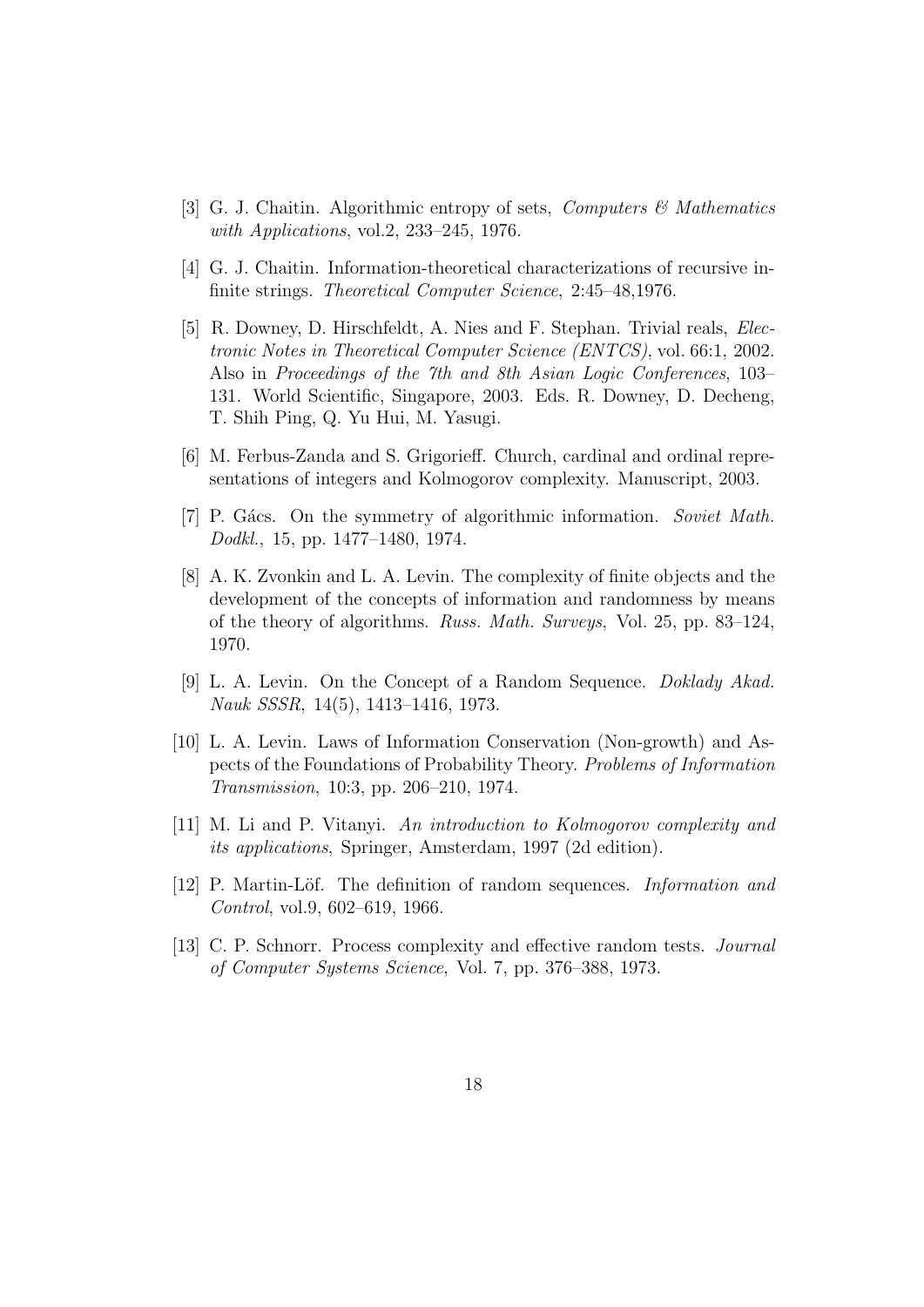[3] G. J. Chaitin. Algorithmic entropy of sets, *Computers & Mathematics with Applications*, vol.2, 233–245, 1976.

[4] G. J. Chaitin. Information-theoretical characterizations of recursive infinite strings. *Theoretical Computer Science*, 2:45–48,1976.

[5] R. Downey, D. Hirschfeldt, A. Nies and F. Stephan. Trivial reals, *Electronic Notes in Theoretical Computer Science (ENTCS)*, vol. 66:1, 2002. Also in *Proceedings of the 7th and 8th Asian Logic Conferences*, 103–131. World Scientific, Singapore, 2003. Eds. R. Downey, D. Decheng, T. Shih Ping, Q. Yu Hui, M. Yasugi.

[6] M. Ferbus-Zanda and S. Grigorieff. Church, cardinal and ordinal representations of integers and Kolmogorov complexity. Manuscript, 2003.

[7] P. Gács. On the symmetry of algorithmic information. *Soviet Math. Dodkl.*, 15, pp. 1477–1480, 1974.

[8] A. K. Zvonkin and L. A. Levin. The complexity of finite objects and the development of the concepts of information and randomness by means of the theory of algorithms. *Russ. Math. Surveys*, Vol. 25, pp. 83–124, 1970.

[9] L. A. Levin. On the Concept of a Random Sequence. *Doklady Akad. Nauk SSSR*, 14(5), 1413–1416, 1973.

[10] L. A. Levin. Laws of Information Conservation (Non-growth) and Aspects of the Foundations of Probability Theory. *Problems of Information Transmission*, 10:3, pp. 206–210, 1974.

[11] M. Li and P. Vitanyi. *An introduction to Kolmogorov complexity and its applications*, Springer, Amsterdam, 1997 (2d edition).

[12] P. Martin-Löf. The definition of random sequences. *Information and Control*, vol.9, 602–619, 1966.

[13] C. P. Schnorr. Process complexity and effective random tests. *Journal of Computer Systems Science*, Vol. 7, pp. 376–388, 1973.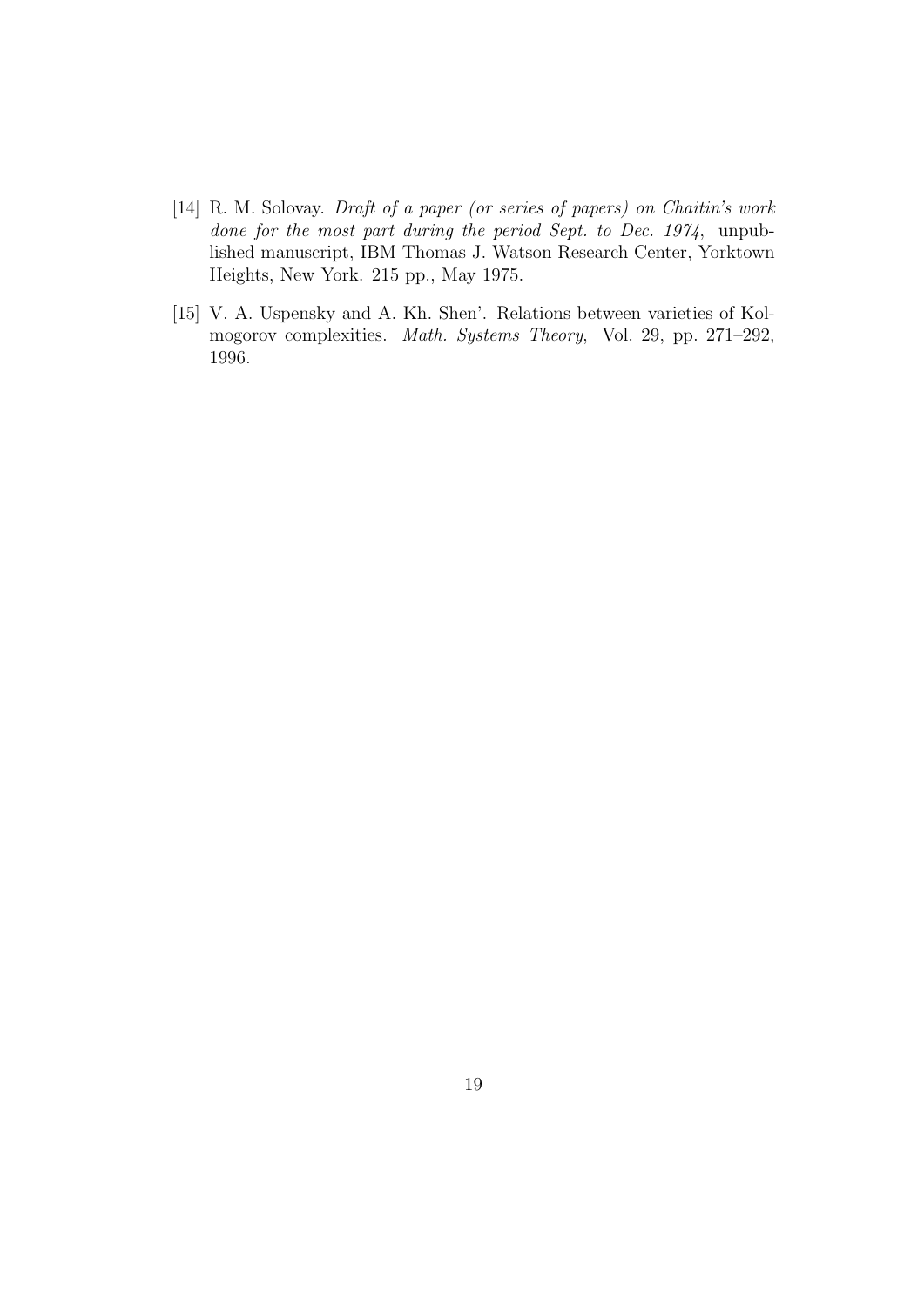[14] R. M. Solovay. *Draft of a paper (or series of papers) on Chaitin's work done for the most part during the period Sept. to Dec. 1974*, unpublished manuscript, IBM Thomas J. Watson Research Center, Yorktown Heights, New York. 215 pp., May 1975.

[15] V. A. Uspensky and A. Kh. Shen'. Relations between varieties of Kolmogorov complexities. *Math. Systems Theory*, Vol. 29, pp. 271–292, 1996.